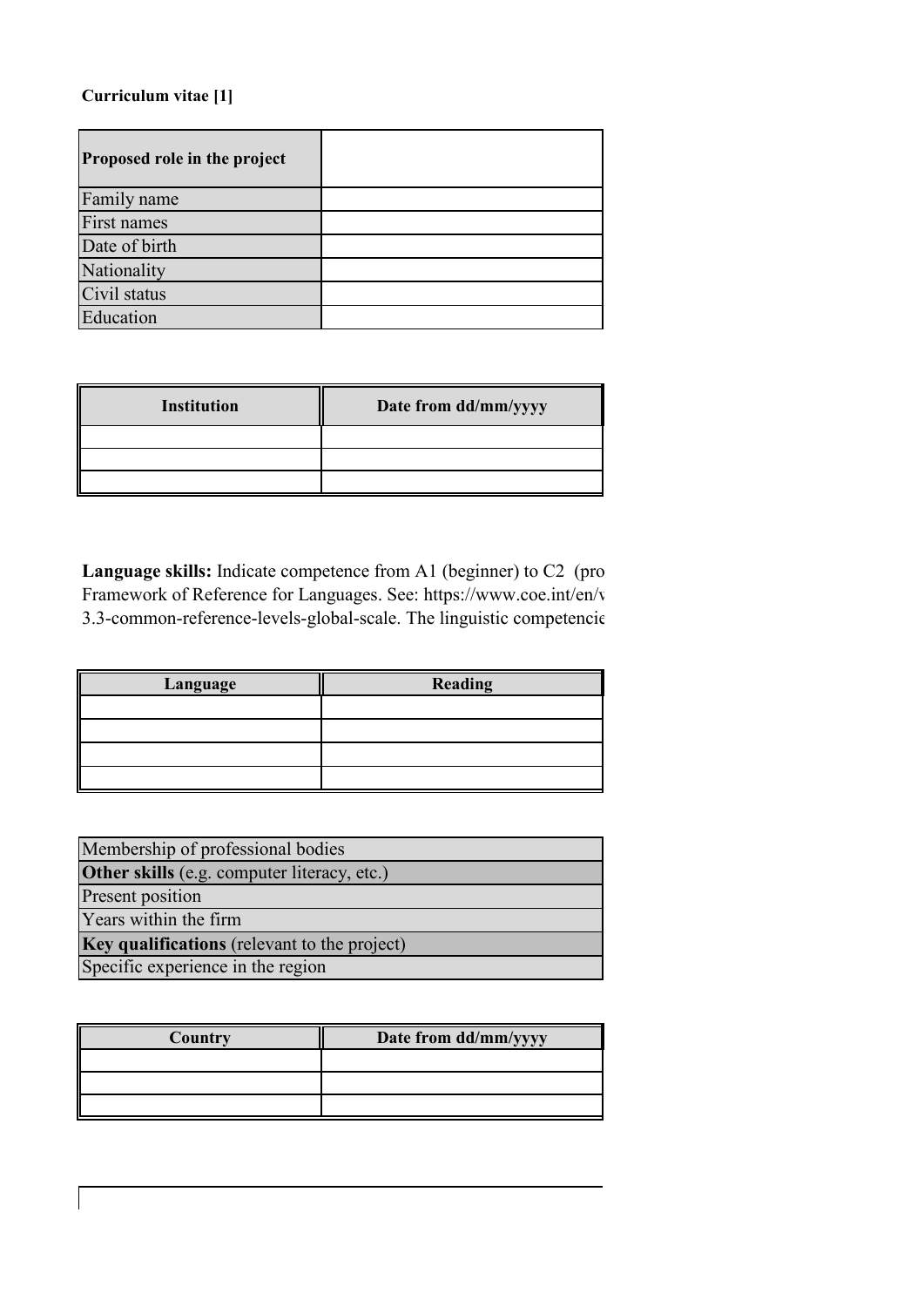**Curriculum vitae [1]**

| | |
|---|---|
| **Proposed role in the project** | |
| Family name | |
| First names | |
| Date of birth | |
| Nationality | |
| Civil status | |
| Education | |

| Institution | Date from dd/mm/yyyy |
|---|---|
| | |
| | |
| | |

**Language skills:** Indicate competence from A1 (beginner) to C2 (pro
Framework of Reference for Languages. See: https://www.coe.int/en/v
3.3-common-reference-levels-global-scale. The linguistic competencie

| Language | Reading |
|---|---|
| | |
| | |
| | |
| | |

| |
|---|
| Membership of professional bodies |
| **Other skills** (e.g. computer literacy, etc.) |
| Present position |
| Years within the firm |
| **Key qualifications** (relevant to the project) |
| Specific experience in the region |

| Country | Date from dd/mm/yyyy |
|---|---|
| | |
| | |
| | |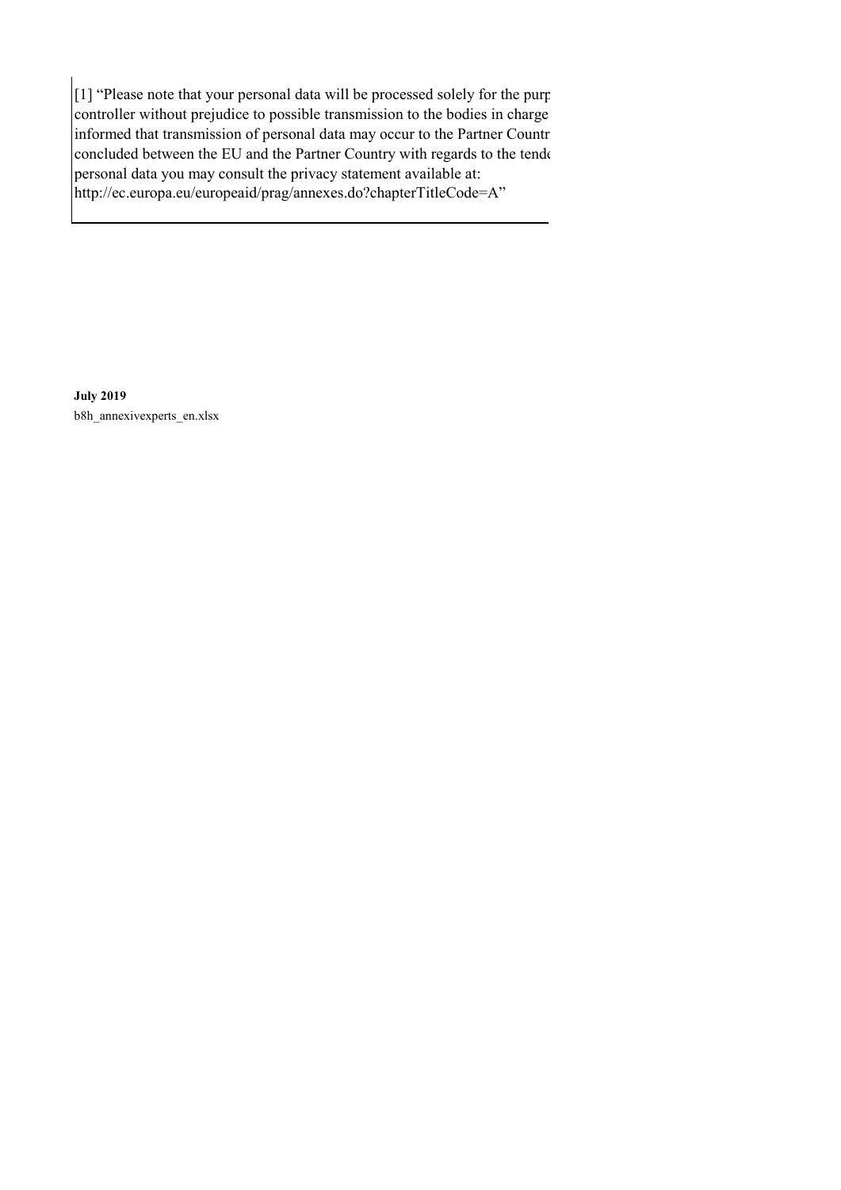[1] "Please note that your personal data will be processed solely for the purp controller without prejudice to possible transmission to the bodies in charge informed that transmission of personal data may occur to the Partner Countr concluded between the EU and the Partner Country with regards to the tende personal data you may consult the privacy statement available at: http://ec.europa.eu/europeaid/prag/annexes.do?chapterTitleCode=A"

**July 2019**

b8h_annexivexperts_en.xlsx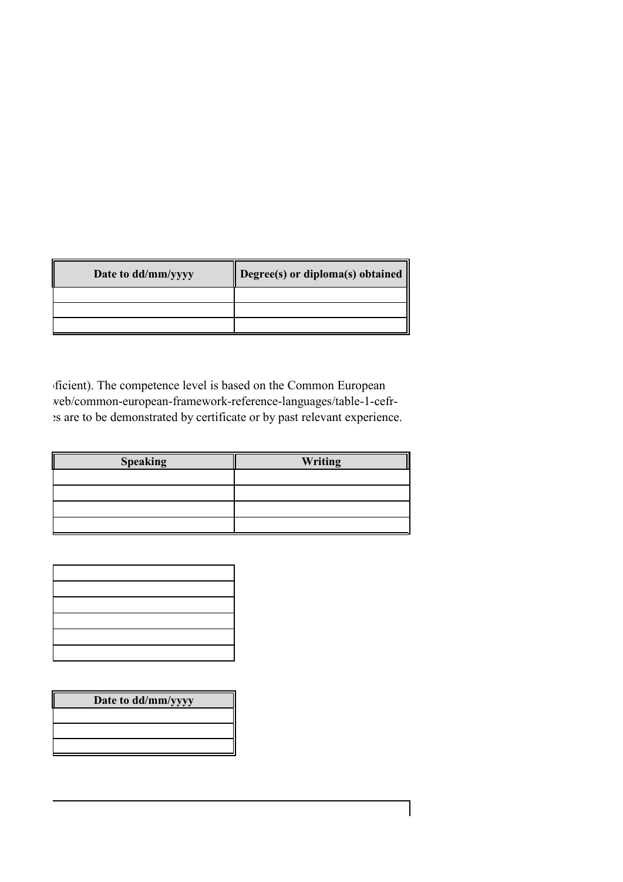| Date to dd/mm/yyyy | Degree(s) or diploma(s) obtained |
|---|---|
| | |
| | |
| | |

ficient). The competence level is based on the Common European web/common-european-framework-reference-languages/table-1-cefr- es are to be demonstrated by certificate or by past relevant experience.

| Speaking | Writing |
|---|---|
| | |
| | |
| | |
| | |

| |
|---|
| |
| |
| |
| |
| |

| Date to dd/mm/yyyy |
|---|
| |
| |
| |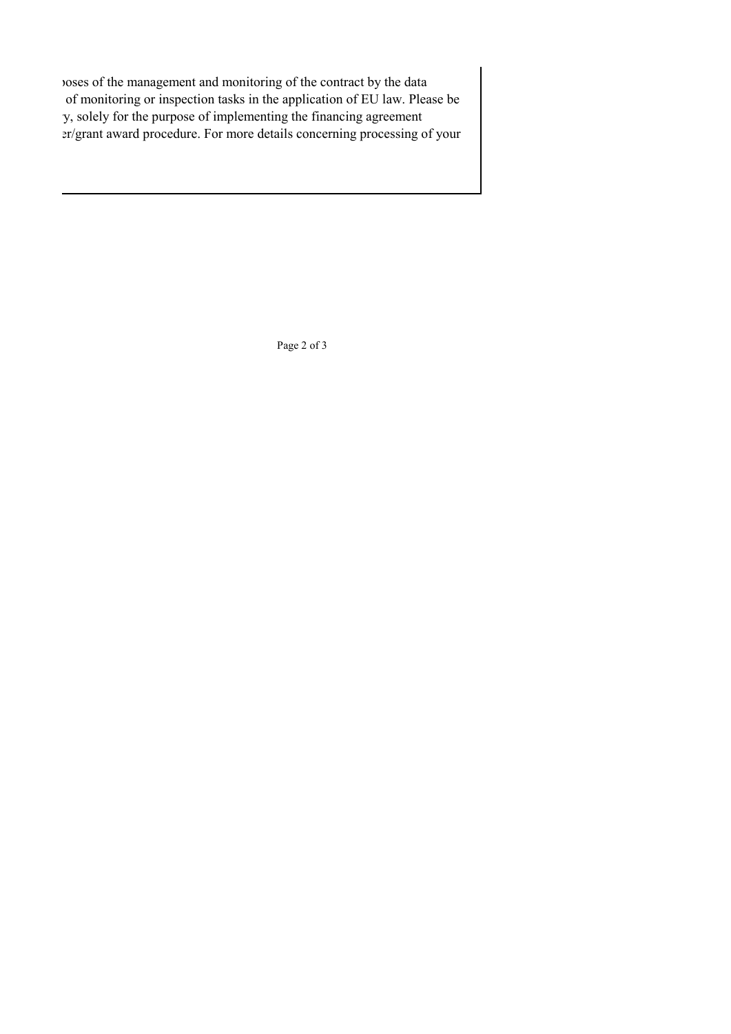›oses of the management and monitoring of the contract by the data
 of monitoring or inspection tasks in the application of EU law. Please be
y, solely for the purpose of implementing the financing agreement
er/grant award procedure. For more details concerning processing of your